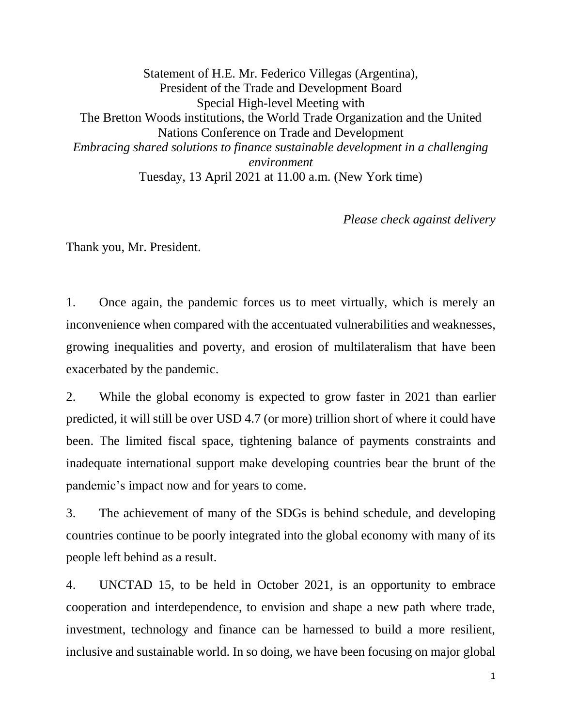Statement of H.E. Mr. Federico Villegas (Argentina),
President of the Trade and Development Board
Special High-level Meeting with
The Bretton Woods institutions, the World Trade Organization and the United Nations Conference on Trade and Development
*Embracing shared solutions to finance sustainable development in a challenging environment*
Tuesday, 13 April 2021 at 11.00 a.m. (New York time)

*Please check against delivery*

Thank you, Mr. President.

1. Once again, the pandemic forces us to meet virtually, which is merely an inconvenience when compared with the accentuated vulnerabilities and weaknesses, growing inequalities and poverty, and erosion of multilateralism that have been exacerbated by the pandemic.

2. While the global economy is expected to grow faster in 2021 than earlier predicted, it will still be over USD 4.7 (or more) trillion short of where it could have been. The limited fiscal space, tightening balance of payments constraints and inadequate international support make developing countries bear the brunt of the pandemic's impact now and for years to come.

3. The achievement of many of the SDGs is behind schedule, and developing countries continue to be poorly integrated into the global economy with many of its people left behind as a result.

4. UNCTAD 15, to be held in October 2021, is an opportunity to embrace cooperation and interdependence, to envision and shape a new path where trade, investment, technology and finance can be harnessed to build a more resilient, inclusive and sustainable world. In so doing, we have been focusing on major global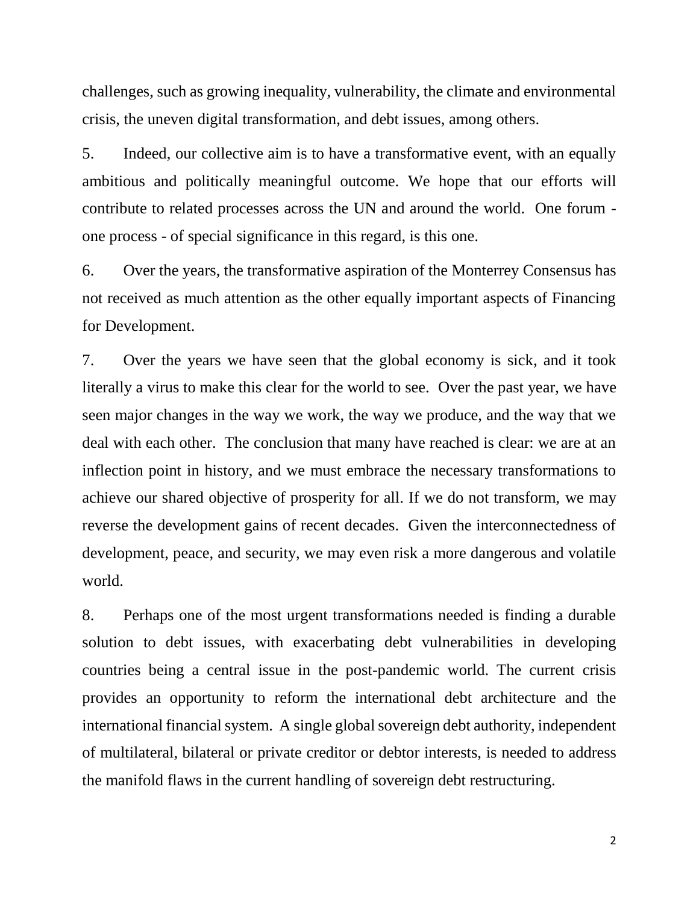challenges, such as growing inequality, vulnerability, the climate and environmental crisis, the uneven digital transformation, and debt issues, among others.

5. Indeed, our collective aim is to have a transformative event, with an equally ambitious and politically meaningful outcome. We hope that our efforts will contribute to related processes across the UN and around the world. One forum - one process - of special significance in this regard, is this one.

6. Over the years, the transformative aspiration of the Monterrey Consensus has not received as much attention as the other equally important aspects of Financing for Development.

7. Over the years we have seen that the global economy is sick, and it took literally a virus to make this clear for the world to see. Over the past year, we have seen major changes in the way we work, the way we produce, and the way that we deal with each other. The conclusion that many have reached is clear: we are at an inflection point in history, and we must embrace the necessary transformations to achieve our shared objective of prosperity for all. If we do not transform, we may reverse the development gains of recent decades. Given the interconnectedness of development, peace, and security, we may even risk a more dangerous and volatile world.

8. Perhaps one of the most urgent transformations needed is finding a durable solution to debt issues, with exacerbating debt vulnerabilities in developing countries being a central issue in the post-pandemic world. The current crisis provides an opportunity to reform the international debt architecture and the international financial system. A single global sovereign debt authority, independent of multilateral, bilateral or private creditor or debtor interests, is needed to address the manifold flaws in the current handling of sovereign debt restructuring.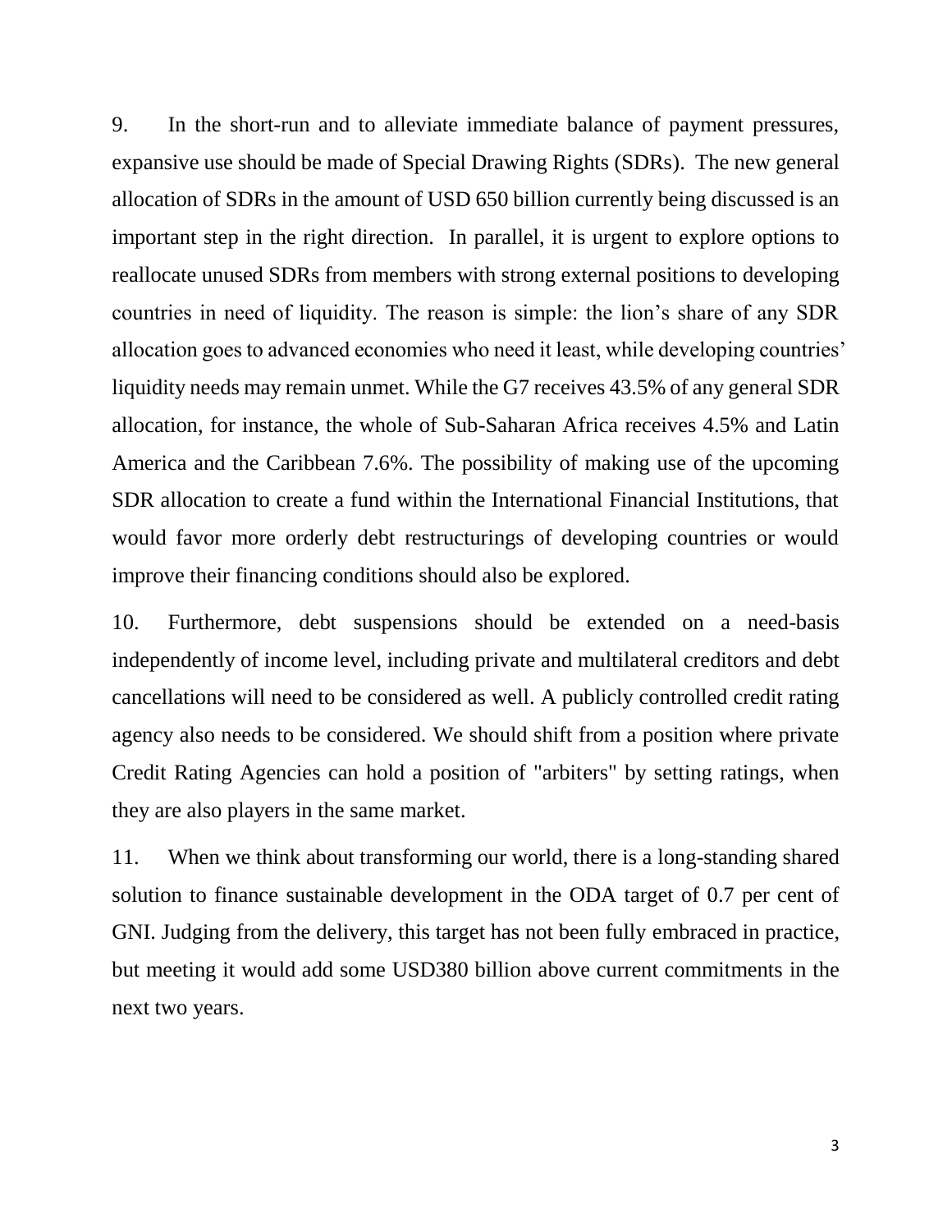9. In the short-run and to alleviate immediate balance of payment pressures, expansive use should be made of Special Drawing Rights (SDRs). The new general allocation of SDRs in the amount of USD 650 billion currently being discussed is an important step in the right direction. In parallel, it is urgent to explore options to reallocate unused SDRs from members with strong external positions to developing countries in need of liquidity. The reason is simple: the lion's share of any SDR allocation goes to advanced economies who need it least, while developing countries' liquidity needs may remain unmet. While the G7 receives 43.5% of any general SDR allocation, for instance, the whole of Sub-Saharan Africa receives 4.5% and Latin America and the Caribbean 7.6%. The possibility of making use of the upcoming SDR allocation to create a fund within the International Financial Institutions, that would favor more orderly debt restructurings of developing countries or would improve their financing conditions should also be explored.

10. Furthermore, debt suspensions should be extended on a need-basis independently of income level, including private and multilateral creditors and debt cancellations will need to be considered as well. A publicly controlled credit rating agency also needs to be considered. We should shift from a position where private Credit Rating Agencies can hold a position of "arbiters" by setting ratings, when they are also players in the same market.

11. When we think about transforming our world, there is a long-standing shared solution to finance sustainable development in the ODA target of 0.7 per cent of GNI. Judging from the delivery, this target has not been fully embraced in practice, but meeting it would add some USD380 billion above current commitments in the next two years.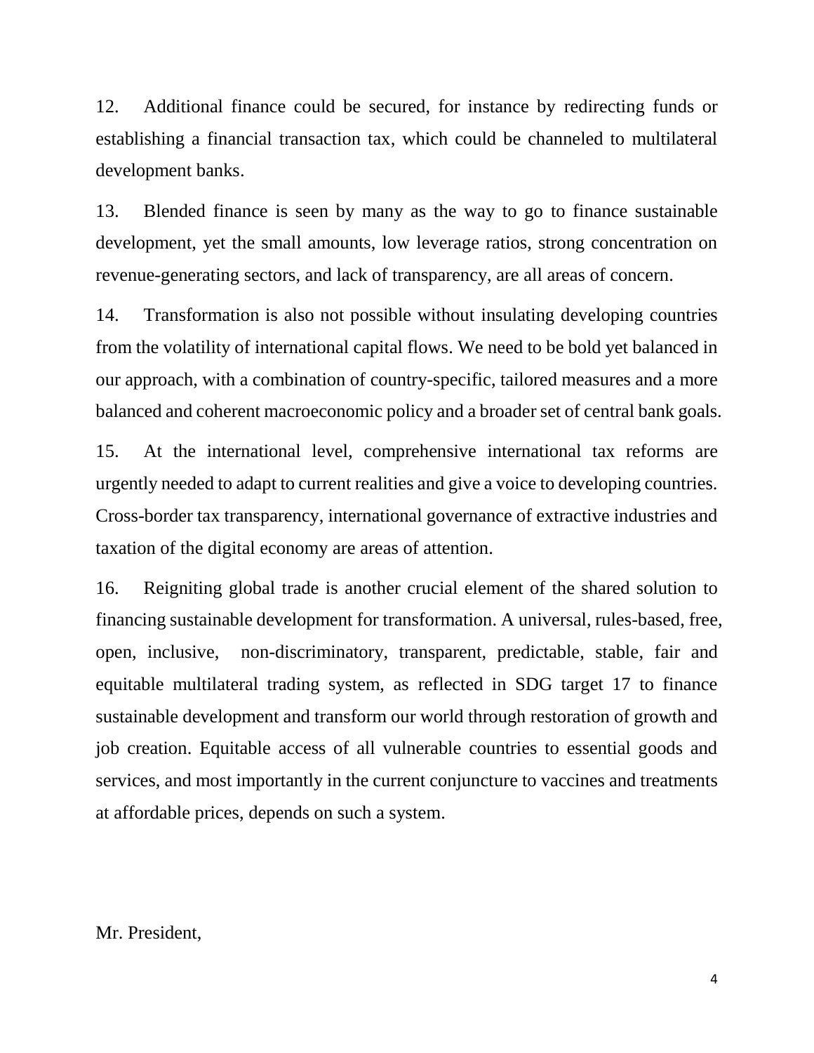12. Additional finance could be secured, for instance by redirecting funds or establishing a financial transaction tax, which could be channeled to multilateral development banks.

13. Blended finance is seen by many as the way to go to finance sustainable development, yet the small amounts, low leverage ratios, strong concentration on revenue-generating sectors, and lack of transparency, are all areas of concern.

14. Transformation is also not possible without insulating developing countries from the volatility of international capital flows. We need to be bold yet balanced in our approach, with a combination of country-specific, tailored measures and a more balanced and coherent macroeconomic policy and a broader set of central bank goals.

15. At the international level, comprehensive international tax reforms are urgently needed to adapt to current realities and give a voice to developing countries. Cross-border tax transparency, international governance of extractive industries and taxation of the digital economy are areas of attention.

16. Reigniting global trade is another crucial element of the shared solution to financing sustainable development for transformation. A universal, rules-based, free, open, inclusive, non-discriminatory, transparent, predictable, stable, fair and equitable multilateral trading system, as reflected in SDG target 17 to finance sustainable development and transform our world through restoration of growth and job creation. Equitable access of all vulnerable countries to essential goods and services, and most importantly in the current conjuncture to vaccines and treatments at affordable prices, depends on such a system.

Mr. President,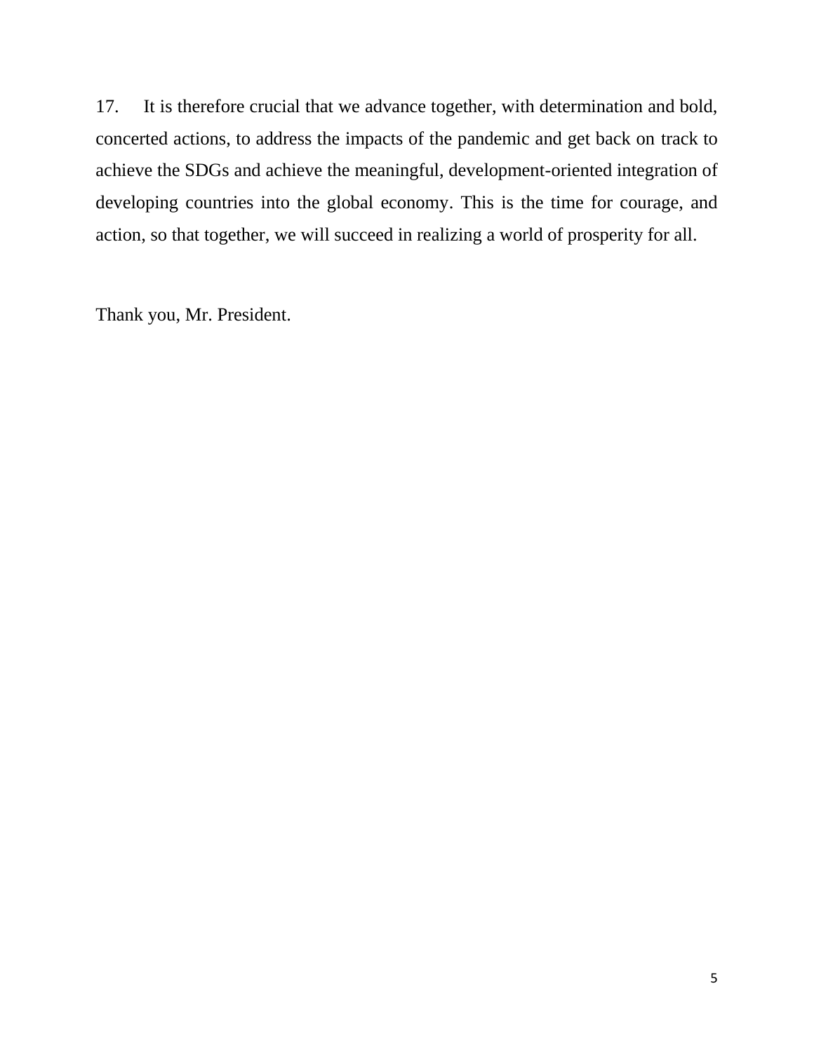17. It is therefore crucial that we advance together, with determination and bold, concerted actions, to address the impacts of the pandemic and get back on track to achieve the SDGs and achieve the meaningful, development-oriented integration of developing countries into the global economy. This is the time for courage, and action, so that together, we will succeed in realizing a world of prosperity for all.

Thank you, Mr. President.